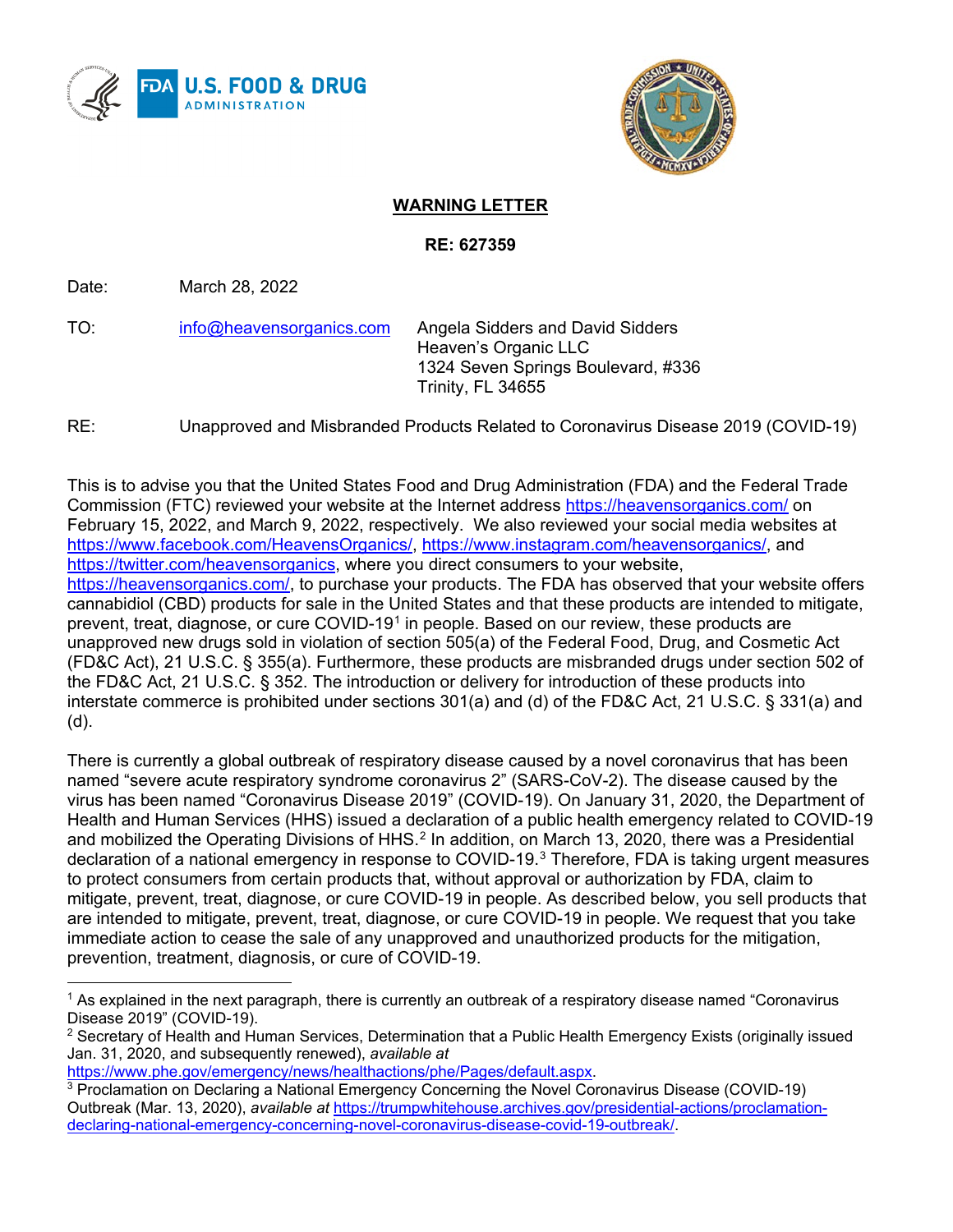# WARNING LETTER

**RE: 627359**

Date: March 28, 2022

TO: info@heavensorganics.com

Angela Sidders and David Sidders
Heaven's Organic LLC
1324 Seven Springs Boulevard, #336
Trinity, FL 34655

RE: Unapproved and Misbranded Products Related to Coronavirus Disease 2019 (COVID-19)

This is to advise you that the United States Food and Drug Administration (FDA) and the Federal Trade Commission (FTC) reviewed your website at the Internet address https://heavensorganics.com/ on February 15, 2022, and March 9, 2022, respectively. We also reviewed your social media websites at https://www.facebook.com/HeavensOrganics/, https://www.instagram.com/heavensorganics/, and https://twitter.com/heavensorganics, where you direct consumers to your website, https://heavensorganics.com/, to purchase your products. The FDA has observed that your website offers cannabidiol (CBD) products for sale in the United States and that these products are intended to mitigate, prevent, treat, diagnose, or cure COVID-19[1] in people. Based on our review, these products are unapproved new drugs sold in violation of section 505(a) of the Federal Food, Drug, and Cosmetic Act (FD&C Act), 21 U.S.C. § 355(a). Furthermore, these products are misbranded drugs under section 502 of the FD&C Act, 21 U.S.C. § 352. The introduction or delivery for introduction of these products into interstate commerce is prohibited under sections 301(a) and (d) of the FD&C Act, 21 U.S.C. § 331(a) and (d).

There is currently a global outbreak of respiratory disease caused by a novel coronavirus that has been named "severe acute respiratory syndrome coronavirus 2" (SARS-CoV-2). The disease caused by the virus has been named "Coronavirus Disease 2019" (COVID-19). On January 31, 2020, the Department of Health and Human Services (HHS) issued a declaration of a public health emergency related to COVID-19 and mobilized the Operating Divisions of HHS.[2] In addition, on March 13, 2020, there was a Presidential declaration of a national emergency in response to COVID-19.[3] Therefore, FDA is taking urgent measures to protect consumers from certain products that, without approval or authorization by FDA, claim to mitigate, prevent, treat, diagnose, or cure COVID-19 in people. As described below, you sell products that are intended to mitigate, prevent, treat, diagnose, or cure COVID-19 in people. We request that you take immediate action to cease the sale of any unapproved and unauthorized products for the mitigation, prevention, treatment, diagnosis, or cure of COVID-19.

---

[1] As explained in the next paragraph, there is currently an outbreak of a respiratory disease named "Coronavirus Disease 2019" (COVID-19).

[2] Secretary of Health and Human Services, Determination that a Public Health Emergency Exists (originally issued Jan. 31, 2020, and subsequently renewed), *available at* https://www.phe.gov/emergency/news/healthactions/phe/Pages/default.aspx.

[3] Proclamation on Declaring a National Emergency Concerning the Novel Coronavirus Disease (COVID-19) Outbreak (Mar. 13, 2020), *available at* https://trumpwhitehouse.archives.gov/presidential-actions/proclamation-declaring-national-emergency-concerning-novel-coronavirus-disease-covid-19-outbreak/.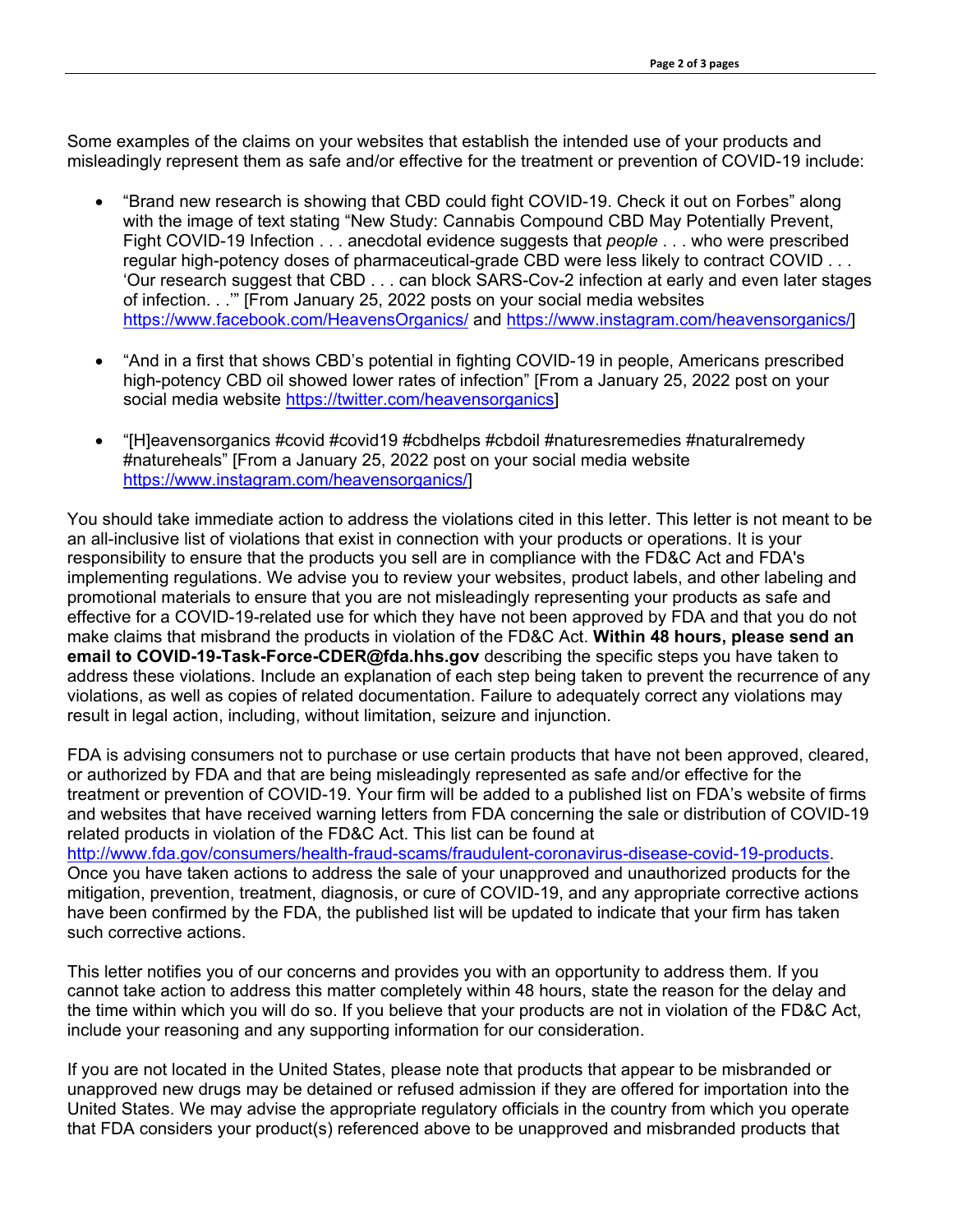Some examples of the claims on your websites that establish the intended use of your products and misleadingly represent them as safe and/or effective for the treatment or prevention of COVID-19 include:

- "Brand new research is showing that CBD could fight COVID-19. Check it out on Forbes" along with the image of text stating "New Study: Cannabis Compound CBD May Potentially Prevent, Fight COVID-19 Infection . . . anecdotal evidence suggests that *people* . . . who were prescribed regular high-potency doses of pharmaceutical-grade CBD were less likely to contract COVID . . . 'Our research suggest that CBD . . . can block SARS-Cov-2 infection at early and even later stages of infection. . .'" [From January 25, 2022 posts on your social media websites https://www.facebook.com/HeavensOrganics/ and https://www.instagram.com/heavensorganics/]

- "And in a first that shows CBD's potential in fighting COVID-19 in people, Americans prescribed high-potency CBD oil showed lower rates of infection" [From a January 25, 2022 post on your social media website https://twitter.com/heavensorganics]

- "[H]eavensorganics #covid #covid19 #cbdhelps #cbdoil #naturesremedies #naturalremedy #natureheals" [From a January 25, 2022 post on your social media website https://www.instagram.com/heavensorganics/]

You should take immediate action to address the violations cited in this letter. This letter is not meant to be an all-inclusive list of violations that exist in connection with your products or operations. It is your responsibility to ensure that the products you sell are in compliance with the FD&C Act and FDA's implementing regulations. We advise you to review your websites, product labels, and other labeling and promotional materials to ensure that you are not misleadingly representing your products as safe and effective for a COVID-19-related use for which they have not been approved by FDA and that you do not make claims that misbrand the products in violation of the FD&C Act. **Within 48 hours, please send an email to COVID-19-Task-Force-CDER@fda.hhs.gov** describing the specific steps you have taken to address these violations. Include an explanation of each step being taken to prevent the recurrence of any violations, as well as copies of related documentation. Failure to adequately correct any violations may result in legal action, including, without limitation, seizure and injunction.

FDA is advising consumers not to purchase or use certain products that have not been approved, cleared, or authorized by FDA and that are being misleadingly represented as safe and/or effective for the treatment or prevention of COVID-19. Your firm will be added to a published list on FDA's website of firms and websites that have received warning letters from FDA concerning the sale or distribution of COVID-19 related products in violation of the FD&C Act. This list can be found at http://www.fda.gov/consumers/health-fraud-scams/fraudulent-coronavirus-disease-covid-19-products. Once you have taken actions to address the sale of your unapproved and unauthorized products for the mitigation, prevention, treatment, diagnosis, or cure of COVID-19, and any appropriate corrective actions have been confirmed by the FDA, the published list will be updated to indicate that your firm has taken such corrective actions.

This letter notifies you of our concerns and provides you with an opportunity to address them. If you cannot take action to address this matter completely within 48 hours, state the reason for the delay and the time within which you will do so. If you believe that your products are not in violation of the FD&C Act, include your reasoning and any supporting information for our consideration.

If you are not located in the United States, please note that products that appear to be misbranded or unapproved new drugs may be detained or refused admission if they are offered for importation into the United States. We may advise the appropriate regulatory officials in the country from which you operate that FDA considers your product(s) referenced above to be unapproved and misbranded products that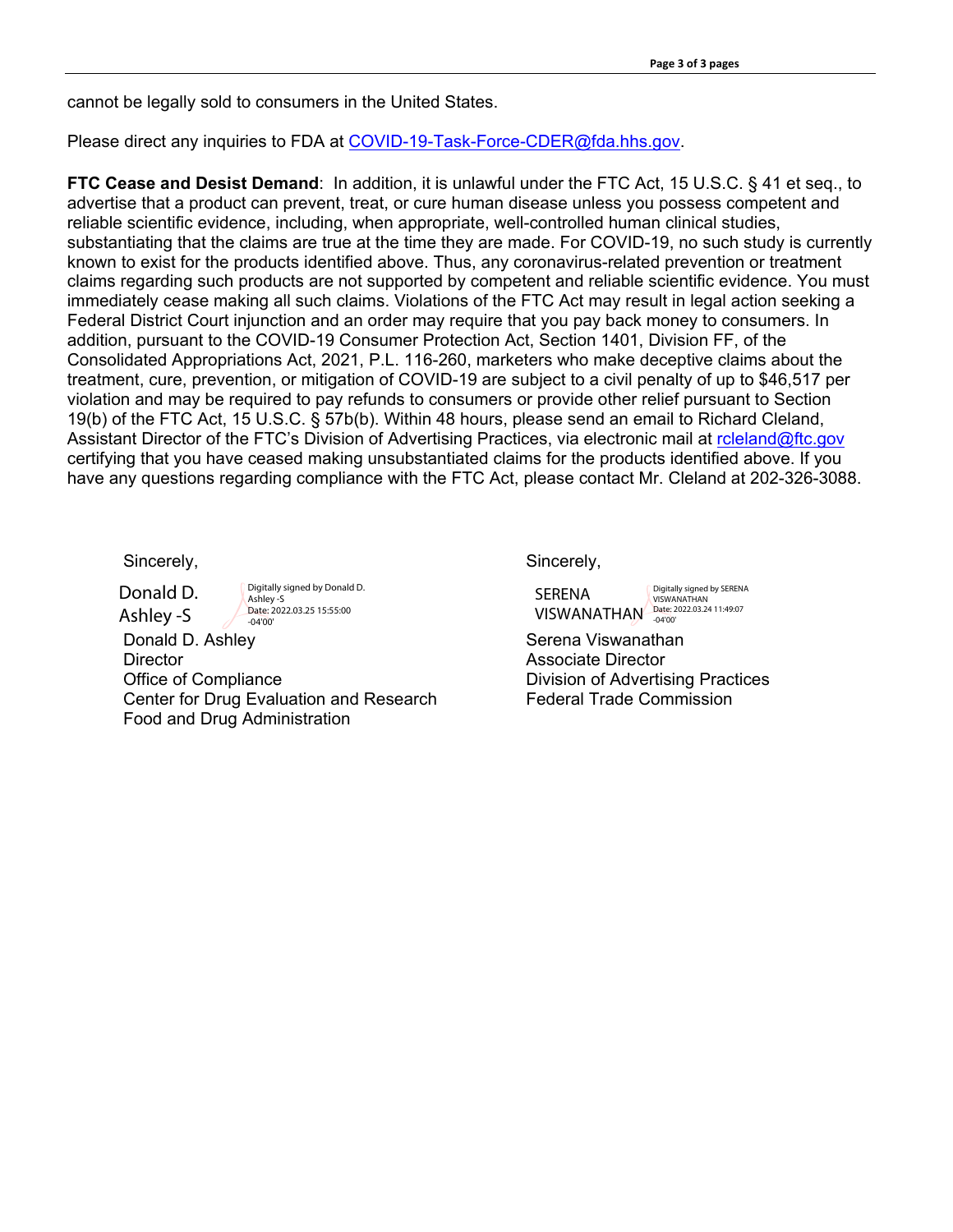cannot be legally sold to consumers in the United States.

Please direct any inquiries to FDA at COVID-19-Task-Force-CDER@fda.hhs.gov.

**FTC Cease and Desist Demand**: In addition, it is unlawful under the FTC Act, 15 U.S.C. § 41 et seq., to advertise that a product can prevent, treat, or cure human disease unless you possess competent and reliable scientific evidence, including, when appropriate, well-controlled human clinical studies, substantiating that the claims are true at the time they are made. For COVID-19, no such study is currently known to exist for the products identified above. Thus, any coronavirus-related prevention or treatment claims regarding such products are not supported by competent and reliable scientific evidence. You must immediately cease making all such claims. Violations of the FTC Act may result in legal action seeking a Federal District Court injunction and an order may require that you pay back money to consumers. In addition, pursuant to the COVID-19 Consumer Protection Act, Section 1401, Division FF, of the Consolidated Appropriations Act, 2021, P.L. 116-260, marketers who make deceptive claims about the treatment, cure, prevention, or mitigation of COVID-19 are subject to a civil penalty of up to $46,517 per violation and may be required to pay refunds to consumers or provide other relief pursuant to Section 19(b) of the FTC Act, 15 U.S.C. § 57b(b). Within 48 hours, please send an email to Richard Cleland, Assistant Director of the FTC's Division of Advertising Practices, via electronic mail at rcleland@ftc.gov certifying that you have ceased making unsubstantiated claims for the products identified above. If you have any questions regarding compliance with the FTC Act, please contact Mr. Cleland at 202-326-3088.

Sincerely,

Donald D. Ashley -S
Digitally signed by Donald D. Ashley -S
Date: 2022.03.25 15:55:00 -04'00'

Donald D. Ashley
Director
Office of Compliance
Center for Drug Evaluation and Research
Food and Drug Administration

Sincerely,

SERENA VISWANATHAN
Digitally signed by SERENA VISWANATHAN
Date: 2022.03.24 11:49:07 -04'00'

Serena Viswanathan
Associate Director
Division of Advertising Practices
Federal Trade Commission